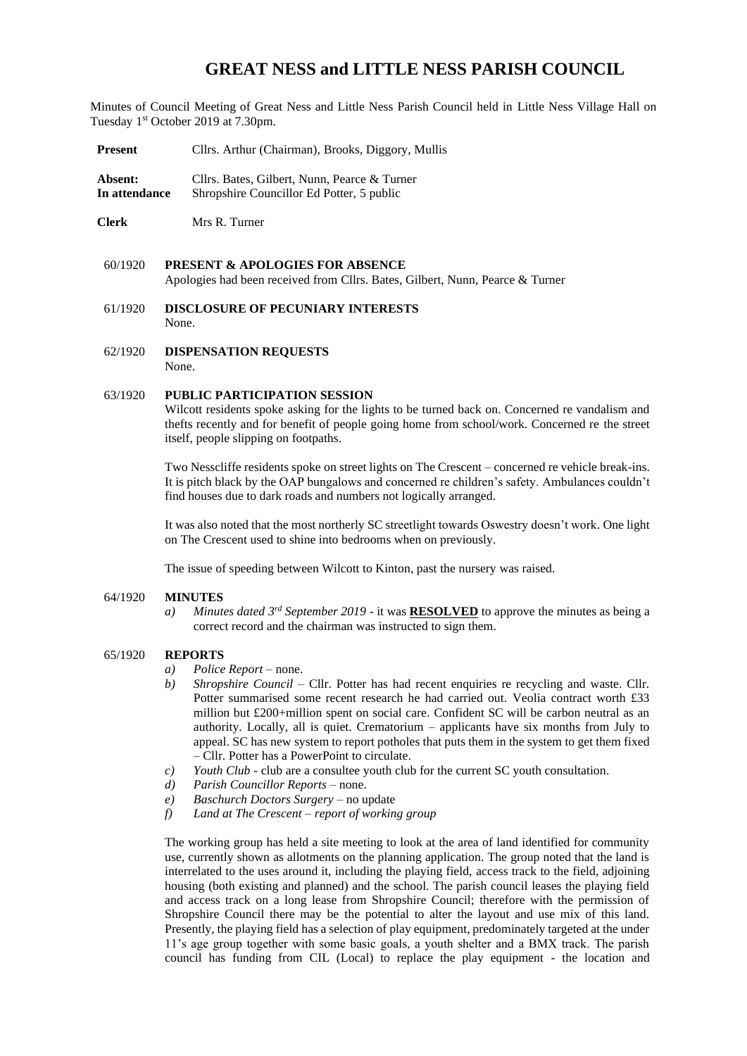# GREAT NESS and LITTLE NESS PARISH COUNCIL

Minutes of Council Meeting of Great Ness and Little Ness Parish Council held in Little Ness Village Hall on Tuesday 1st October 2019 at 7.30pm.

**Present** Cllrs. Arthur (Chairman), Brooks, Diggory, Mullis

**Absent:** Cllrs. Bates, Gilbert, Nunn, Pearce & Turner
**In attendance** Shropshire Councillor Ed Potter, 5 public

**Clerk** Mrs R. Turner

60/1920 **PRESENT & APOLOGIES FOR ABSENCE**
Apologies had been received from Cllrs. Bates, Gilbert, Nunn, Pearce & Turner

61/1920 **DISCLOSURE OF PECUNIARY INTERESTS**
None.

62/1920 **DISPENSATION REQUESTS**
None.

63/1920 **PUBLIC PARTICIPATION SESSION**
Wilcott residents spoke asking for the lights to be turned back on. Concerned re vandalism and thefts recently and for benefit of people going home from school/work. Concerned re the street itself, people slipping on footpaths.

Two Nesscliffe residents spoke on street lights on The Crescent – concerned re vehicle break-ins. It is pitch black by the OAP bungalows and concerned re children's safety. Ambulances couldn't find houses due to dark roads and numbers not logically arranged.

It was also noted that the most northerly SC streetlight towards Oswestry doesn't work. One light on The Crescent used to shine into bedrooms when on previously.

The issue of speeding between Wilcott to Kinton, past the nursery was raised.

64/1920 **MINUTES**
*a) Minutes dated 3rd September 2019* - it was **RESOLVED** to approve the minutes as being a correct record and the chairman was instructed to sign them.

65/1920 **REPORTS**
*a) Police Report* – none.
*b) Shropshire Council* – Cllr. Potter has had recent enquiries re recycling and waste. Cllr. Potter summarised some recent research he had carried out. Veolia contract worth £33 million but £200+million spent on social care. Confident SC will be carbon neutral as an authority. Locally, all is quiet. Crematorium – applicants have six months from July to appeal. SC has new system to report potholes that puts them in the system to get them fixed – Cllr. Potter has a PowerPoint to circulate.
*c) Youth Club* - club are a consultee youth club for the current SC youth consultation.
*d) Parish Councillor Reports* – none.
*e) Baschurch Doctors Surgery* – no update
*f) Land at The Crescent – report of working group*

The working group has held a site meeting to look at the area of land identified for community use, currently shown as allotments on the planning application. The group noted that the land is interrelated to the uses around it, including the playing field, access track to the field, adjoining housing (both existing and planned) and the school. The parish council leases the playing field and access track on a long lease from Shropshire Council; therefore with the permission of Shropshire Council there may be the potential to alter the layout and use mix of this land. Presently, the playing field has a selection of play equipment, predominately targeted at the under 11's age group together with some basic goals, a youth shelter and a BMX track. The parish council has funding from CIL (Local) to replace the play equipment - the location and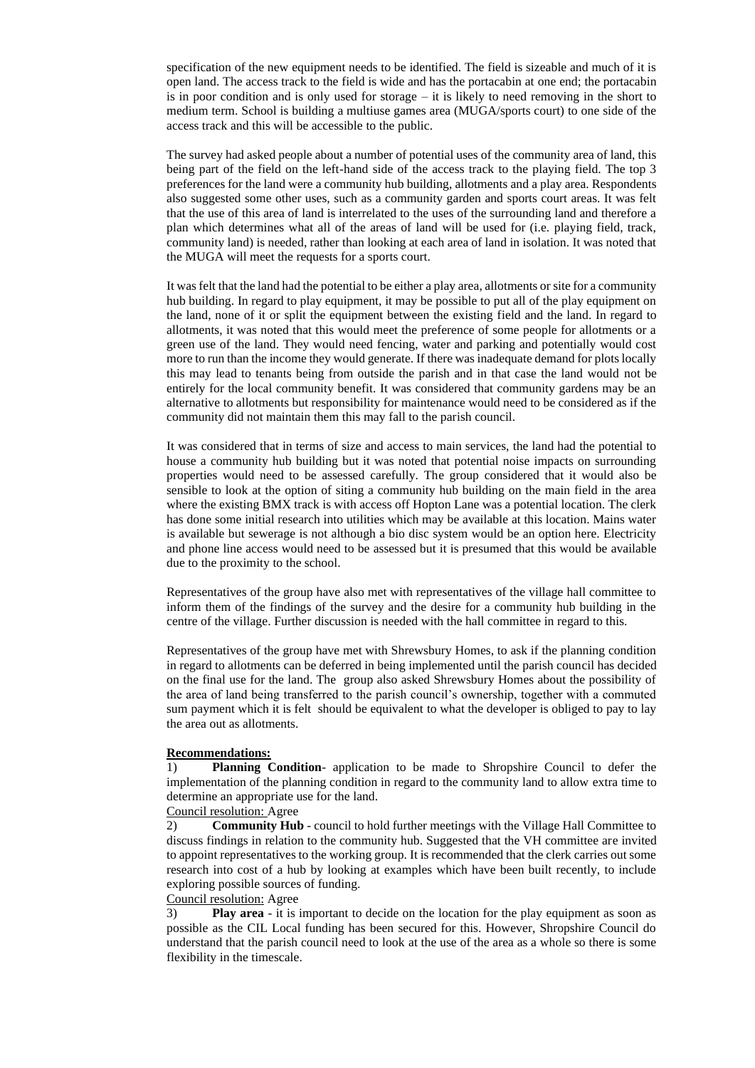specification of the new equipment needs to be identified. The field is sizeable and much of it is open land. The access track to the field is wide and has the portacabin at one end; the portacabin is in poor condition and is only used for storage – it is likely to need removing in the short to medium term. School is building a multiuse games area (MUGA/sports court) to one side of the access track and this will be accessible to the public.

The survey had asked people about a number of potential uses of the community area of land, this being part of the field on the left-hand side of the access track to the playing field. The top 3 preferences for the land were a community hub building, allotments and a play area. Respondents also suggested some other uses, such as a community garden and sports court areas. It was felt that the use of this area of land is interrelated to the uses of the surrounding land and therefore a plan which determines what all of the areas of land will be used for (i.e. playing field, track, community land) is needed, rather than looking at each area of land in isolation. It was noted that the MUGA will meet the requests for a sports court.

It was felt that the land had the potential to be either a play area, allotments or site for a community hub building. In regard to play equipment, it may be possible to put all of the play equipment on the land, none of it or split the equipment between the existing field and the land. In regard to allotments, it was noted that this would meet the preference of some people for allotments or a green use of the land. They would need fencing, water and parking and potentially would cost more to run than the income they would generate. If there was inadequate demand for plots locally this may lead to tenants being from outside the parish and in that case the land would not be entirely for the local community benefit. It was considered that community gardens may be an alternative to allotments but responsibility for maintenance would need to be considered as if the community did not maintain them this may fall to the parish council.

It was considered that in terms of size and access to main services, the land had the potential to house a community hub building but it was noted that potential noise impacts on surrounding properties would need to be assessed carefully. The group considered that it would also be sensible to look at the option of siting a community hub building on the main field in the area where the existing BMX track is with access off Hopton Lane was a potential location. The clerk has done some initial research into utilities which may be available at this location. Mains water is available but sewerage is not although a bio disc system would be an option here. Electricity and phone line access would need to be assessed but it is presumed that this would be available due to the proximity to the school.

Representatives of the group have also met with representatives of the village hall committee to inform them of the findings of the survey and the desire for a community hub building in the centre of the village. Further discussion is needed with the hall committee in regard to this.

Representatives of the group have met with Shrewsbury Homes, to ask if the planning condition in regard to allotments can be deferred in being implemented until the parish council has decided on the final use for the land. The group also asked Shrewsbury Homes about the possibility of the area of land being transferred to the parish council's ownership, together with a commuted sum payment which it is felt should be equivalent to what the developer is obliged to pay to lay the area out as allotments.

**Recommendations:**

1) **Planning Condition**- application to be made to Shropshire Council to defer the implementation of the planning condition in regard to the community land to allow extra time to determine an appropriate use for the land.

Council resolution: Agree

2) **Community Hub** - council to hold further meetings with the Village Hall Committee to discuss findings in relation to the community hub. Suggested that the VH committee are invited to appoint representatives to the working group. It is recommended that the clerk carries out some research into cost of a hub by looking at examples which have been built recently, to include exploring possible sources of funding.

Council resolution: Agree

3) **Play area** - it is important to decide on the location for the play equipment as soon as possible as the CIL Local funding has been secured for this. However, Shropshire Council do understand that the parish council need to look at the use of the area as a whole so there is some flexibility in the timescale.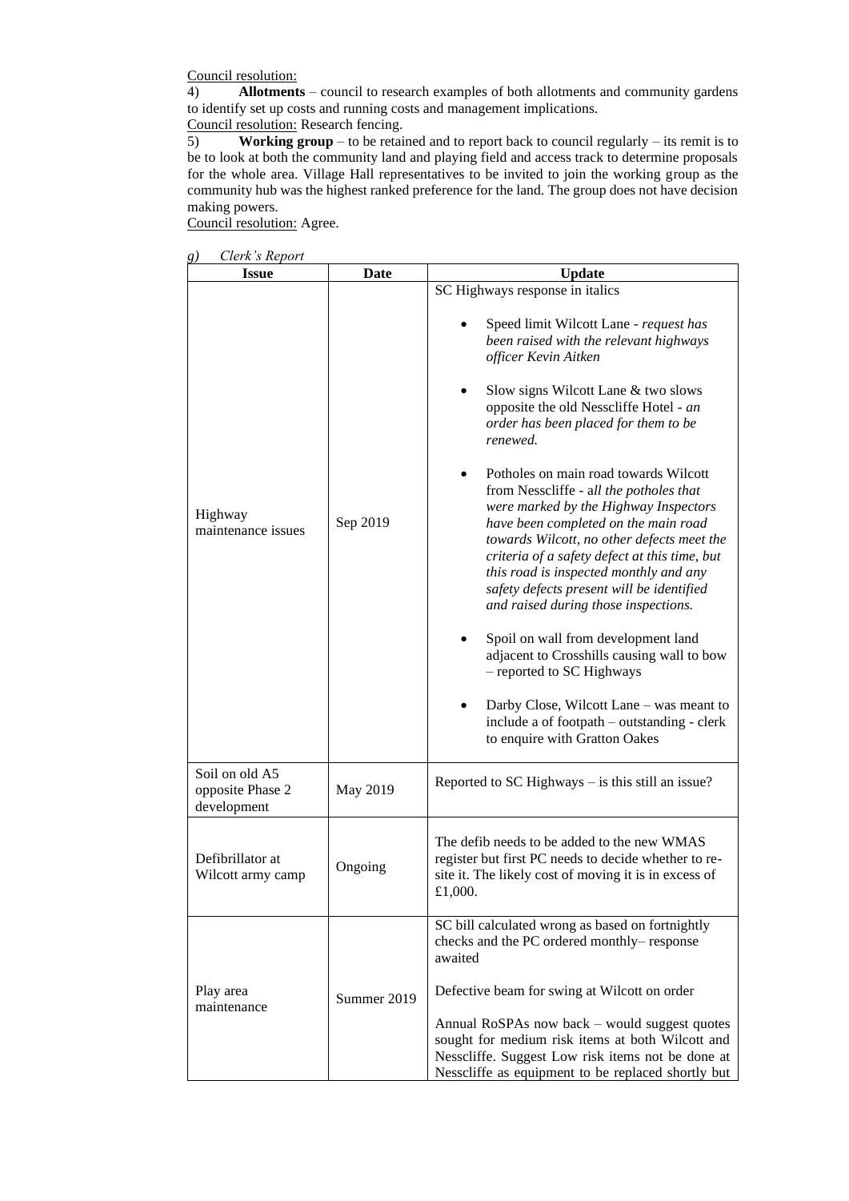Council resolution:

4) **Allotments** – council to research examples of both allotments and community gardens to identify set up costs and running costs and management implications.

Council resolution: Research fencing.

5) **Working group** – to be retained and to report back to council regularly – its remit is to be to look at both the community land and playing field and access track to determine proposals for the whole area. Village Hall representatives to be invited to join the working group as the community hub was the highest ranked preference for the land. The group does not have decision making powers.

Council resolution: Agree.

*g) Clerk's Report*

| Issue | Date | Update |
|---|---|---|
| Highway maintenance issues | Sep 2019 | SC Highways response in italics<br><br>• Speed limit Wilcott Lane - *request has been raised with the relevant highways officer Kevin Aitken*<br><br>• Slow signs Wilcott Lane & two slows opposite the old Nesscliffe Hotel - *an order has been placed for them to be renewed.*<br><br>• Potholes on main road towards Wilcott from Nesscliffe - *all the potholes that were marked by the Highway Inspectors have been completed on the main road towards Wilcott, no other defects meet the criteria of a safety defect at this time, but this road is inspected monthly and any safety defects present will be identified and raised during those inspections.*<br><br>• Spoil on wall from development land adjacent to Crosshills causing wall to bow – reported to SC Highways<br><br>• Darby Close, Wilcott Lane – was meant to include a of footpath – outstanding - clerk to enquire with Gratton Oakes |
| Soil on old A5 opposite Phase 2 development | May 2019 | Reported to SC Highways – is this still an issue? |
| Defibrillator at Wilcott army camp | Ongoing | The defib needs to be added to the new WMAS register but first PC needs to decide whether to re-site it. The likely cost of moving it is in excess of £1,000. |
| Play area maintenance | Summer 2019 | SC bill calculated wrong as based on fortnightly checks and the PC ordered monthly– response awaited<br><br>Defective beam for swing at Wilcott on order<br><br>Annual RoSPAs now back – would suggest quotes sought for medium risk items at both Wilcott and Nesscliffe. Suggest Low risk items not be done at Nesscliffe as equipment to be replaced shortly but |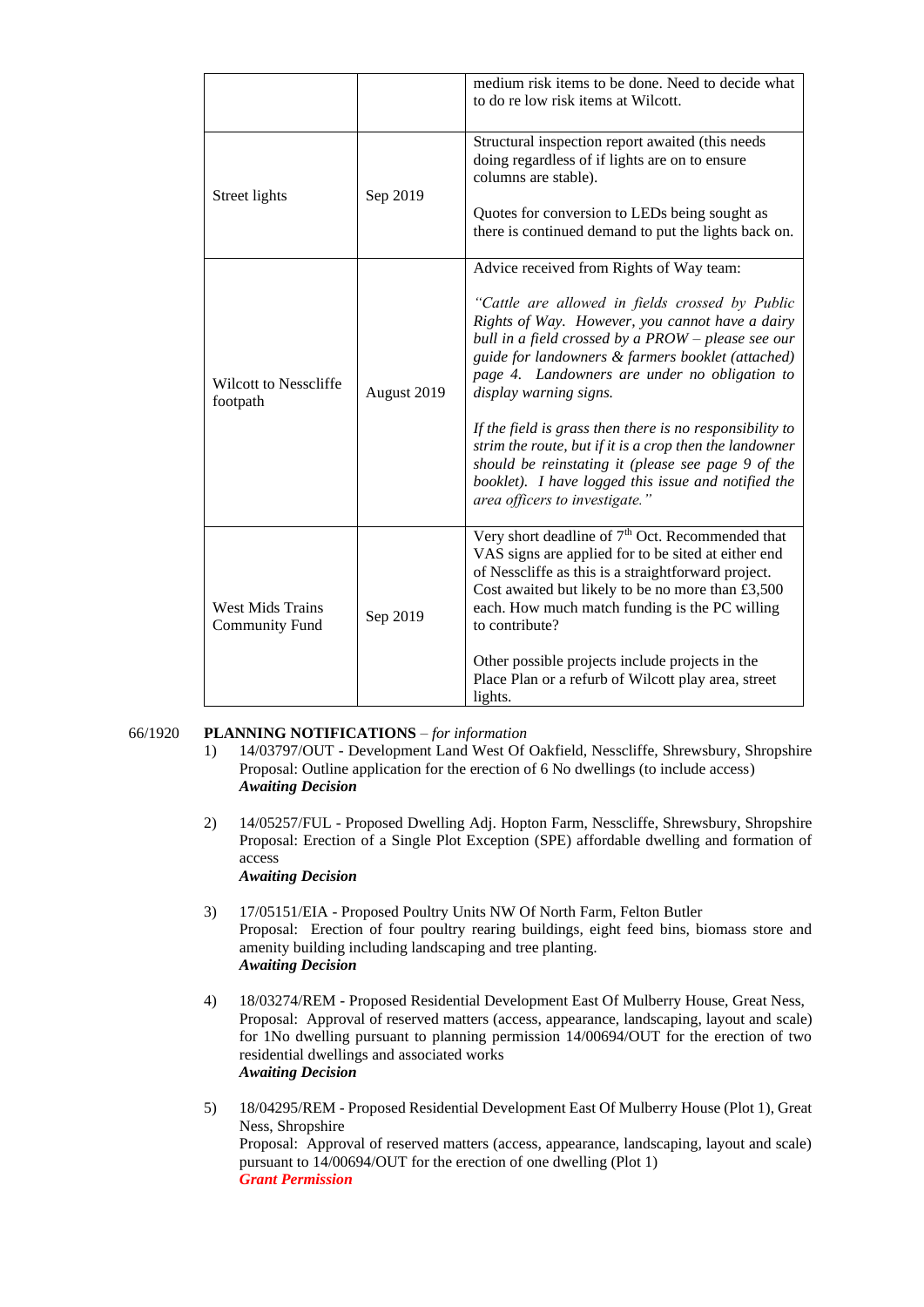| | | |
|---|---|---|
| | | medium risk items to be done. Need to decide what to do re low risk items at Wilcott. |
| Street lights | Sep 2019 | Structural inspection report awaited (this needs doing regardless of if lights are on to ensure columns are stable).<br><br>Quotes for conversion to LEDs being sought as there is continued demand to put the lights back on. |
| Wilcott to Nesscliffe footpath | August 2019 | Advice received from Rights of Way team:<br><br>*"Cattle are allowed in fields crossed by Public Rights of Way. However, you cannot have a dairy bull in a field crossed by a PROW – please see our guide for landowners & farmers booklet (attached) page 4. Landowners are under no obligation to display warning signs.*<br><br>*If the field is grass then there is no responsibility to strim the route, but if it is a crop then the landowner should be reinstating it (please see page 9 of the booklet). I have logged this issue and notified the area officers to investigate."* |
| West Mids Trains Community Fund | Sep 2019 | Very short deadline of 7th Oct. Recommended that VAS signs are applied for to be sited at either end of Nesscliffe as this is a straightforward project. Cost awaited but likely to be no more than £3,500 each. How much match funding is the PC willing to contribute?<br><br>Other possible projects include projects in the Place Plan or a refurb of Wilcott play area, street lights. |

66/1920 **PLANNING NOTIFICATIONS** – *for information*

1) 14/03797/OUT - Development Land West Of Oakfield, Nesscliffe, Shrewsbury, Shropshire
Proposal: Outline application for the erection of 6 No dwellings (to include access)
***Awaiting Decision***

2) 14/05257/FUL - Proposed Dwelling Adj. Hopton Farm, Nesscliffe, Shrewsbury, Shropshire
Proposal: Erection of a Single Plot Exception (SPE) affordable dwelling and formation of access
***Awaiting Decision***

3) 17/05151/EIA - Proposed Poultry Units NW Of North Farm, Felton Butler
Proposal: Erection of four poultry rearing buildings, eight feed bins, biomass store and amenity building including landscaping and tree planting.
***Awaiting Decision***

4) 18/03274/REM - Proposed Residential Development East Of Mulberry House, Great Ness,
Proposal: Approval of reserved matters (access, appearance, landscaping, layout and scale) for 1No dwelling pursuant to planning permission 14/00694/OUT for the erection of two residential dwellings and associated works
***Awaiting Decision***

5) 18/04295/REM - Proposed Residential Development East Of Mulberry House (Plot 1), Great Ness, Shropshire
Proposal: Approval of reserved matters (access, appearance, landscaping, layout and scale) pursuant to 14/00694/OUT for the erection of one dwelling (Plot 1)
***Grant Permission***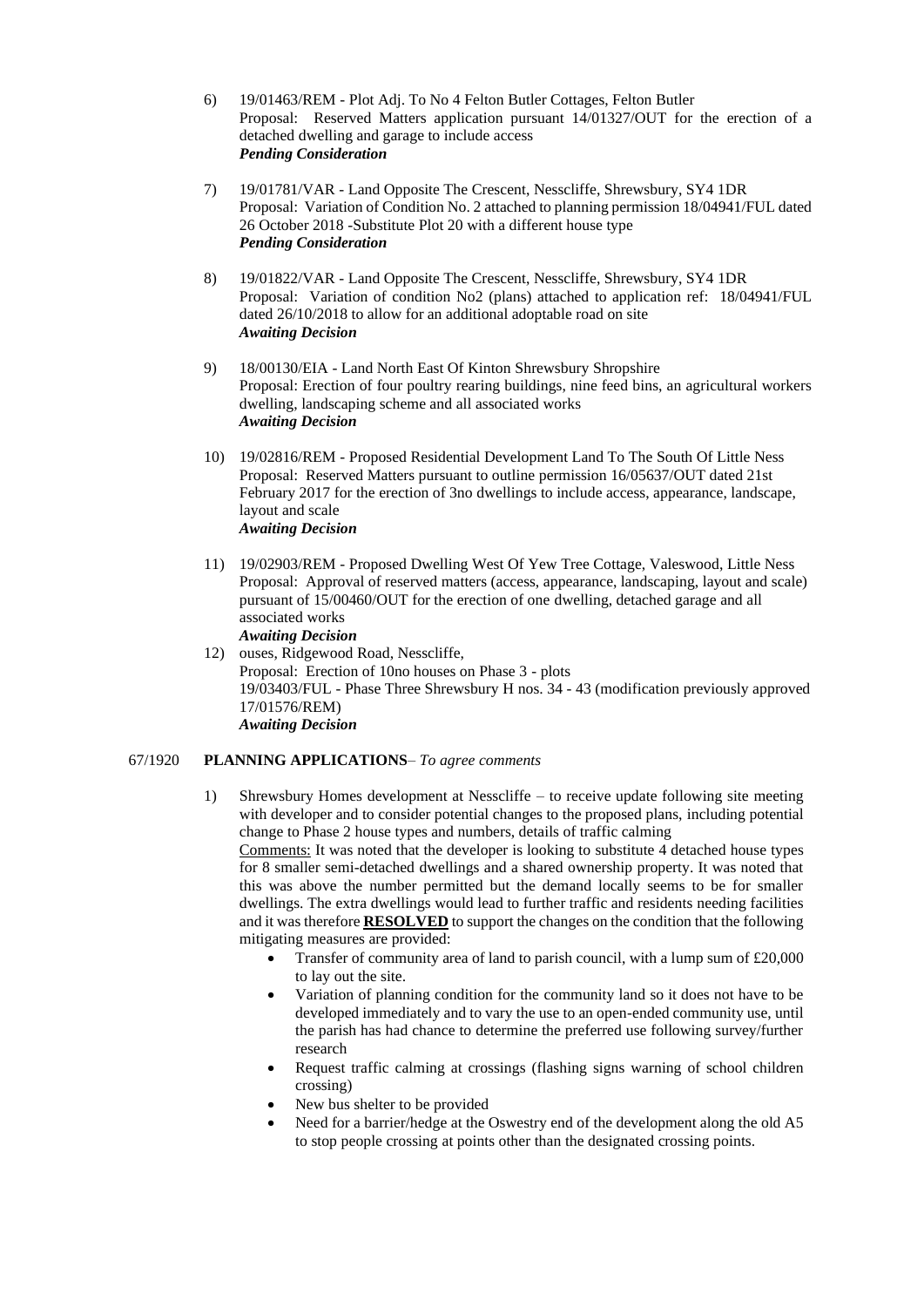6) 19/01463/REM - Plot Adj. To No 4 Felton Butler Cottages, Felton Butler
   Proposal: Reserved Matters application pursuant 14/01327/OUT for the erection of a detached dwelling and garage to include access
   ***Pending Consideration***

7) 19/01781/VAR - Land Opposite The Crescent, Nesscliffe, Shrewsbury, SY4 1DR
   Proposal: Variation of Condition No. 2 attached to planning permission 18/04941/FUL dated 26 October 2018 -Substitute Plot 20 with a different house type
   ***Pending Consideration***

8) 19/01822/VAR - Land Opposite The Crescent, Nesscliffe, Shrewsbury, SY4 1DR
   Proposal: Variation of condition No2 (plans) attached to application ref: 18/04941/FUL dated 26/10/2018 to allow for an additional adoptable road on site
   ***Awaiting Decision***

9) 18/00130/EIA - Land North East Of Kinton Shrewsbury Shropshire
   Proposal: Erection of four poultry rearing buildings, nine feed bins, an agricultural workers dwelling, landscaping scheme and all associated works
   ***Awaiting Decision***

10) 19/02816/REM - Proposed Residential Development Land To The South Of Little Ness
    Proposal: Reserved Matters pursuant to outline permission 16/05637/OUT dated 21st February 2017 for the erection of 3no dwellings to include access, appearance, landscape, layout and scale
    ***Awaiting Decision***

11) 19/02903/REM - Proposed Dwelling West Of Yew Tree Cottage, Valeswood, Little Ness
    Proposal: Approval of reserved matters (access, appearance, landscaping, layout and scale) pursuant of 15/00460/OUT for the erection of one dwelling, detached garage and all associated works
    ***Awaiting Decision***

12) ouses, Ridgewood Road, Nesscliffe,
    Proposal: Erection of 10no houses on Phase 3 - plots
    19/03403/FUL - Phase Three Shrewsbury H nos. 34 - 43 (modification previously approved 17/01576/REM)
    ***Awaiting Decision***

67/1920 **PLANNING APPLICATIONS**– *To agree comments*

1) Shrewsbury Homes development at Nesscliffe – to receive update following site meeting with developer and to consider potential changes to the proposed plans, including potential change to Phase 2 house types and numbers, details of traffic calming
   Comments: It was noted that the developer is looking to substitute 4 detached house types for 8 smaller semi-detached dwellings and a shared ownership property. It was noted that this was above the number permitted but the demand locally seems to be for smaller dwellings. The extra dwellings would lead to further traffic and residents needing facilities and it was therefore **RESOLVED** to support the changes on the condition that the following mitigating measures are provided:
   - Transfer of community area of land to parish council, with a lump sum of £20,000 to lay out the site.
   - Variation of planning condition for the community land so it does not have to be developed immediately and to vary the use to an open-ended community use, until the parish has had chance to determine the preferred use following survey/further research
   - Request traffic calming at crossings (flashing signs warning of school children crossing)
   - New bus shelter to be provided
   - Need for a barrier/hedge at the Oswestry end of the development along the old A5 to stop people crossing at points other than the designated crossing points.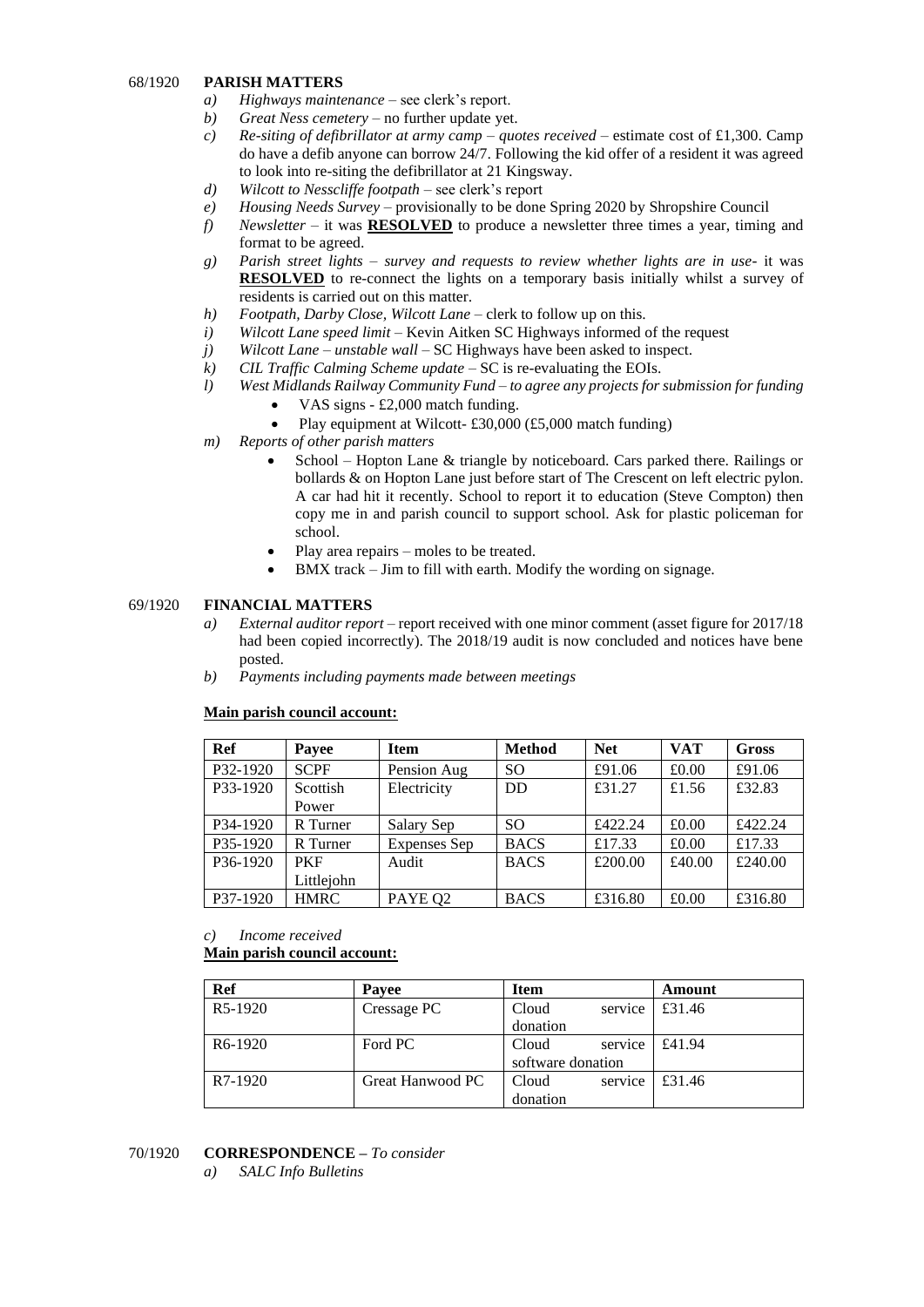68/1920 **PARISH MATTERS**

*a) Highways maintenance* – see clerk's report.

*b) Great Ness cemetery* – no further update yet.

*c) Re-siting of defibrillator at army camp – quotes received* – estimate cost of £1,300. Camp do have a defib anyone can borrow 24/7. Following the kid offer of a resident it was agreed to look into re-siting the defibrillator at 21 Kingsway.

*d) Wilcott to Nesscliffe footpath* – see clerk's report

*e) Housing Needs Survey* – provisionally to be done Spring 2020 by Shropshire Council

*f) Newsletter* – it was **RESOLVED** to produce a newsletter three times a year, timing and format to be agreed.

*g) Parish street lights – survey and requests to review whether lights are in use-* it was **RESOLVED** to re-connect the lights on a temporary basis initially whilst a survey of residents is carried out on this matter.

*h) Footpath, Darby Close, Wilcott Lane* – clerk to follow up on this.

*i) Wilcott Lane speed limit* – Kevin Aitken SC Highways informed of the request

*j) Wilcott Lane – unstable wall* – SC Highways have been asked to inspect.

*k) CIL Traffic Calming Scheme update* – SC is re-evaluating the EOIs.

*l) West Midlands Railway Community Fund – to agree any projects for submission for funding*

- VAS signs - £2,000 match funding.
- Play equipment at Wilcott- £30,000 (£5,000 match funding)

*m) Reports of other parish matters*

- School – Hopton Lane & triangle by noticeboard. Cars parked there. Railings or bollards & on Hopton Lane just before start of The Crescent on left electric pylon. A car had hit it recently. School to report it to education (Steve Compton) then copy me in and parish council to support school. Ask for plastic policeman for school.
- Play area repairs – moles to be treated.
- BMX track – Jim to fill with earth. Modify the wording on signage.

69/1920 **FINANCIAL MATTERS**

*a) External auditor report* – report received with one minor comment (asset figure for 2017/18 had been copied incorrectly). The 2018/19 audit is now concluded and notices have bene posted.

*b) Payments including payments made between meetings*

**Main parish council account:**

| Ref | Payee | Item | Method | Net | VAT | Gross |
|---|---|---|---|---|---|---|
| P32-1920 | SCPF | Pension Aug | SO | £91.06 | £0.00 | £91.06 |
| P33-1920 | Scottish Power | Electricity | DD | £31.27 | £1.56 | £32.83 |
| P34-1920 | R Turner | Salary Sep | SO | £422.24 | £0.00 | £422.24 |
| P35-1920 | R Turner | Expenses Sep | BACS | £17.33 | £0.00 | £17.33 |
| P36-1920 | PKF Littlejohn | Audit | BACS | £200.00 | £40.00 | £240.00 |
| P37-1920 | HMRC | PAYE Q2 | BACS | £316.80 | £0.00 | £316.80 |

*c) Income received*

**Main parish council account:**

| Ref | Payee | Item | Amount |
|---|---|---|---|
| R5-1920 | Cressage PC | Cloud service donation | £31.46 |
| R6-1920 | Ford PC | Cloud service software donation | £41.94 |
| R7-1920 | Great Hanwood PC | Cloud service donation | £31.46 |

70/1920 **CORRESPONDENCE –** *To consider*

*a) SALC Info Bulletins*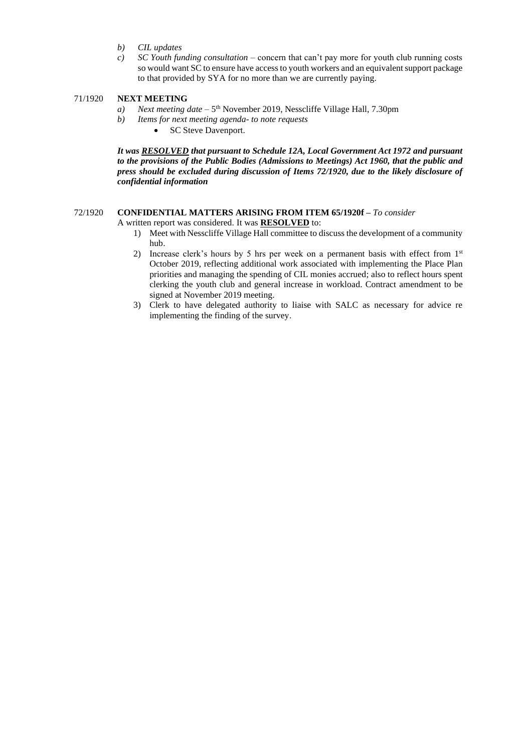- b) *CIL updates*
- c) *SC Youth funding consultation* – concern that can't pay more for youth club running costs so would want SC to ensure have access to youth workers and an equivalent support package to that provided by SYA for no more than we are currently paying.

**71/1920 NEXT MEETING**

- a) *Next meeting date* – 5th November 2019, Nesscliffe Village Hall, 7.30pm
- b) *Items for next meeting agenda- to note requests*
    - SC Steve Davenport.

***It was RESOLVED that pursuant to Schedule 12A, Local Government Act 1972 and pursuant to the provisions of the Public Bodies (Admissions to Meetings) Act 1960, that the public and press should be excluded during discussion of Items 72/1920, due to the likely disclosure of confidential information***

**72/1920 CONFIDENTIAL MATTERS ARISING FROM ITEM 65/1920f –** *To consider*

A written report was considered. It was **RESOLVED** to:

1) Meet with Nesscliffe Village Hall committee to discuss the development of a community hub.
2) Increase clerk's hours by 5 hrs per week on a permanent basis with effect from 1st October 2019, reflecting additional work associated with implementing the Place Plan priorities and managing the spending of CIL monies accrued; also to reflect hours spent clerking the youth club and general increase in workload. Contract amendment to be signed at November 2019 meeting.
3) Clerk to have delegated authority to liaise with SALC as necessary for advice re implementing the finding of the survey.